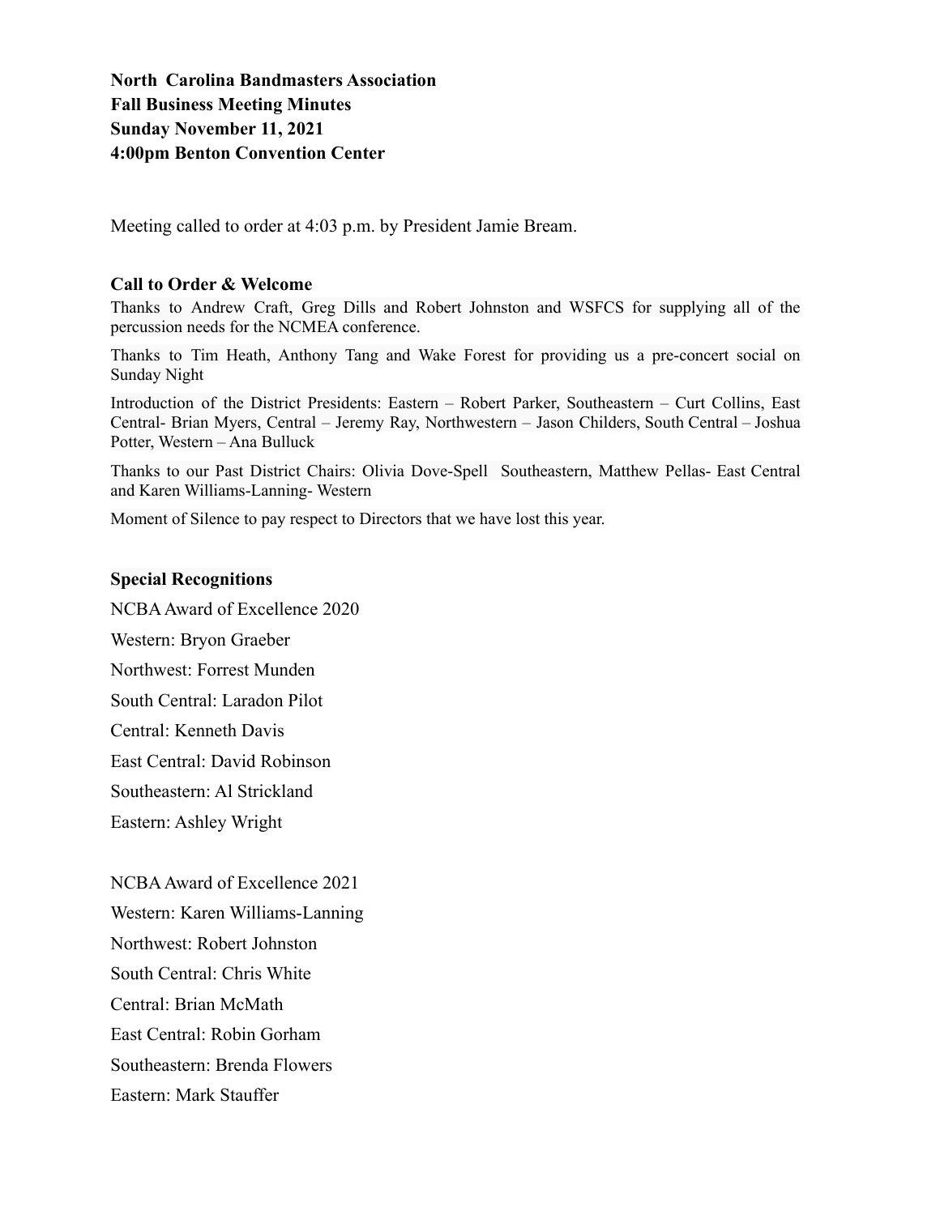**North Carolina Bandmasters Association**
**Fall Business Meeting Minutes**
**Sunday November 11, 2021**
**4:00pm Benton Convention Center**

Meeting called to order at 4:03 p.m. by President Jamie Bream.

**Call to Order & Welcome**

Thanks to Andrew Craft, Greg Dills and Robert Johnston and WSFCS for supplying all of the percussion needs for the NCMEA conference.

Thanks to Tim Heath, Anthony Tang and Wake Forest for providing us a pre-concert social on Sunday Night

Introduction of the District Presidents: Eastern – Robert Parker, Southeastern – Curt Collins, East Central- Brian Myers, Central – Jeremy Ray, Northwestern – Jason Childers, South Central – Joshua Potter, Western – Ana Bulluck

Thanks to our Past District Chairs: Olivia Dove-Spell Southeastern, Matthew Pellas- East Central and Karen Williams-Lanning- Western

Moment of Silence to pay respect to Directors that we have lost this year.

**Special Recognitions**

NCBA Award of Excellence 2020

Western: Bryon Graeber

Northwest: Forrest Munden

South Central: Laradon Pilot

Central: Kenneth Davis

East Central: David Robinson

Southeastern: Al Strickland

Eastern: Ashley Wright

NCBA Award of Excellence 2021

Western: Karen Williams-Lanning

Northwest: Robert Johnston

South Central: Chris White

Central: Brian McMath

East Central: Robin Gorham

Southeastern: Brenda Flowers

Eastern: Mark Stauffer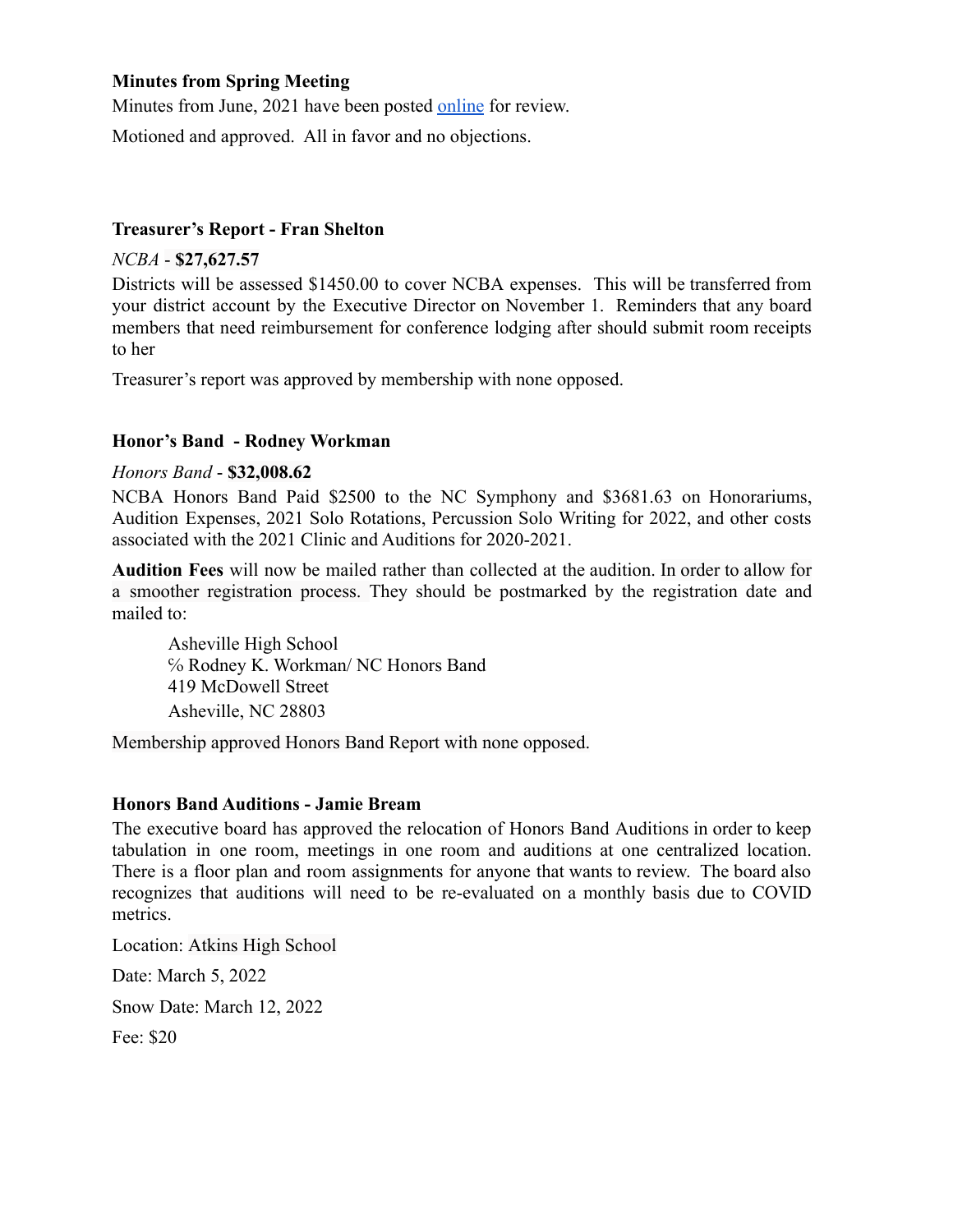**Minutes from Spring Meeting**

Minutes from June, 2021 have been posted online for review.

Motioned and approved. All in favor and no objections.

**Treasurer's Report - Fran Shelton**

*NCBA* - **$27,627.57**

Districts will be assessed $1450.00 to cover NCBA expenses. This will be transferred from your district account by the Executive Director on November 1. Reminders that any board members that need reimbursement for conference lodging after should submit room receipts to her

Treasurer's report was approved by membership with none opposed.

**Honor's Band - Rodney Workman**

*Honors Band* - **$32,008.62**

NCBA Honors Band Paid $2500 to the NC Symphony and $3681.63 on Honorariums, Audition Expenses, 2021 Solo Rotations, Percussion Solo Writing for 2022, and other costs associated with the 2021 Clinic and Auditions for 2020-2021.

**Audition Fees** will now be mailed rather than collected at the audition. In order to allow for a smoother registration process. They should be postmarked by the registration date and mailed to:

> Asheville High School
> ℅ Rodney K. Workman/ NC Honors Band
> 419 McDowell Street
> Asheville, NC 28803

Membership approved Honors Band Report with none opposed.

**Honors Band Auditions - Jamie Bream**

The executive board has approved the relocation of Honors Band Auditions in order to keep tabulation in one room, meetings in one room and auditions at one centralized location. There is a floor plan and room assignments for anyone that wants to review. The board also recognizes that auditions will need to be re-evaluated on a monthly basis due to COVID metrics.

Location: Atkins High School

Date: March 5, 2022

Snow Date: March 12, 2022

Fee: $20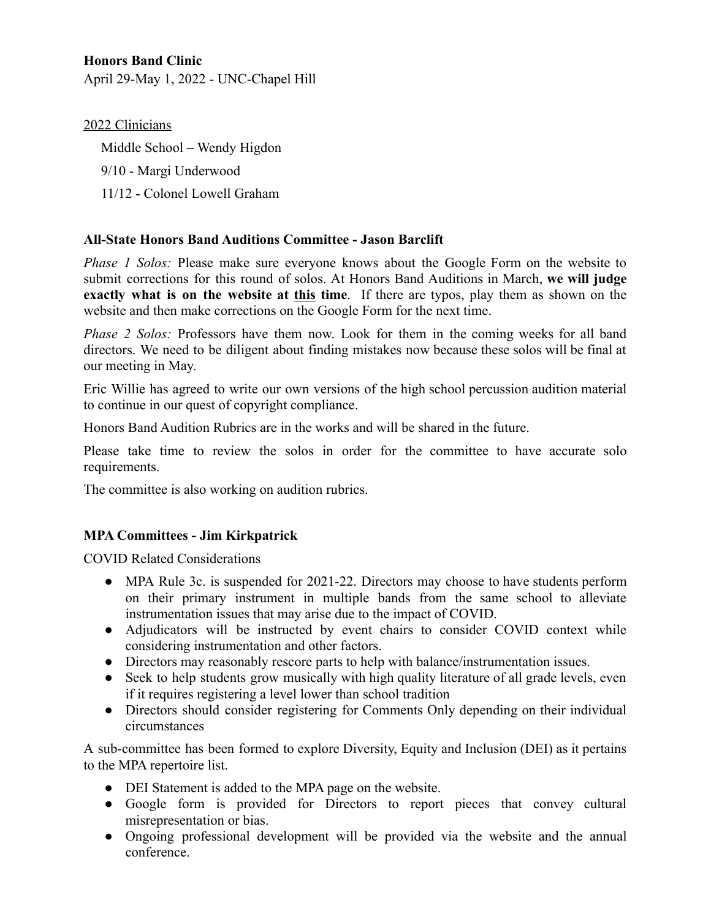**Honors Band Clinic**

April 29-May 1, 2022 - UNC-Chapel Hill

<u>2022 Clinicians</u>

Middle School – Wendy Higdon

9/10 - Margi Underwood

11/12 - Colonel Lowell Graham

**All-State Honors Band Auditions Committee - Jason Barclift**

*Phase 1 Solos:* Please make sure everyone knows about the Google Form on the website to submit corrections for this round of solos. At Honors Band Auditions in March, **we will judge exactly what is on the website at <u>this</u> time**. If there are typos, play them as shown on the website and then make corrections on the Google Form for the next time.

*Phase 2 Solos:* Professors have them now. Look for them in the coming weeks for all band directors. We need to be diligent about finding mistakes now because these solos will be final at our meeting in May.

Eric Willie has agreed to write our own versions of the high school percussion audition material to continue in our quest of copyright compliance.

Honors Band Audition Rubrics are in the works and will be shared in the future.

Please take time to review the solos in order for the committee to have accurate solo requirements.

The committee is also working on audition rubrics.

**MPA Committees - Jim Kirkpatrick**

COVID Related Considerations

- MPA Rule 3c. is suspended for 2021-22. Directors may choose to have students perform on their primary instrument in multiple bands from the same school to alleviate instrumentation issues that may arise due to the impact of COVID.
- Adjudicators will be instructed by event chairs to consider COVID context while considering instrumentation and other factors.
- Directors may reasonably rescore parts to help with balance/instrumentation issues.
- Seek to help students grow musically with high quality literature of all grade levels, even if it requires registering a level lower than school tradition
- Directors should consider registering for Comments Only depending on their individual circumstances

A sub-committee has been formed to explore Diversity, Equity and Inclusion (DEI) as it pertains to the MPA repertoire list.

- DEI Statement is added to the MPA page on the website.
- Google form is provided for Directors to report pieces that convey cultural misrepresentation or bias.
- Ongoing professional development will be provided via the website and the annual conference.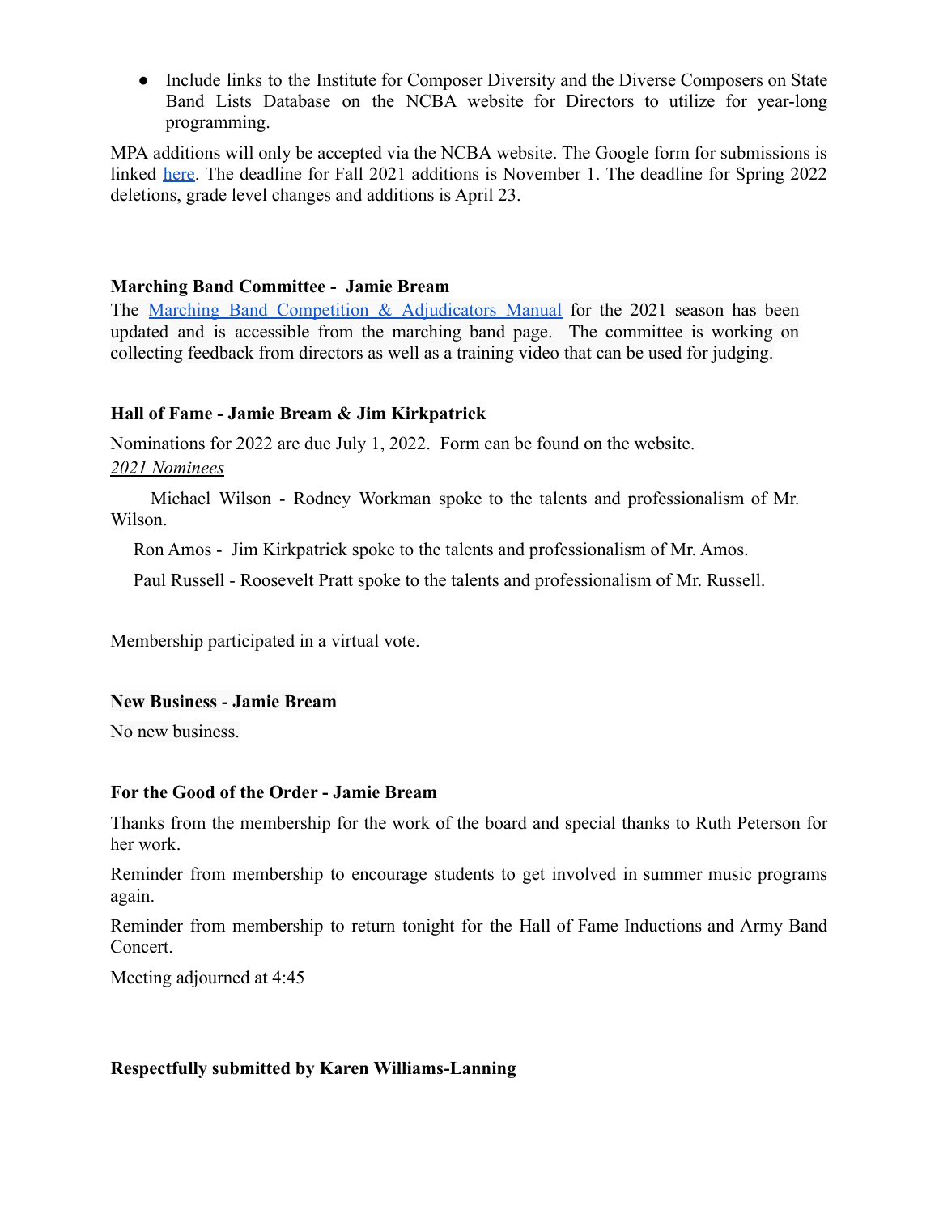- Include links to the Institute for Composer Diversity and the Diverse Composers on State Band Lists Database on the NCBA website for Directors to utilize for year-long programming.

MPA additions will only be accepted via the NCBA website. The Google form for submissions is linked [here](). The deadline for Fall 2021 additions is November 1. The deadline for Spring 2022 deletions, grade level changes and additions is April 23.

**Marching Band Committee - Jamie Bream**

The [Marching Band Competition & Adjudicators Manual]() for the 2021 season has been updated and is accessible from the marching band page. The committee is working on collecting feedback from directors as well as a training video that can be used for judging.

**Hall of Fame - Jamie Bream & Jim Kirkpatrick**

Nominations for 2022 are due July 1, 2022. Form can be found on the website.

*2021 Nominees*

Michael Wilson - Rodney Workman spoke to the talents and professionalism of Mr. Wilson.

Ron Amos - Jim Kirkpatrick spoke to the talents and professionalism of Mr. Amos.

Paul Russell - Roosevelt Pratt spoke to the talents and professionalism of Mr. Russell.

Membership participated in a virtual vote.

**New Business - Jamie Bream**

No new business.

**For the Good of the Order - Jamie Bream**

Thanks from the membership for the work of the board and special thanks to Ruth Peterson for her work.

Reminder from membership to encourage students to get involved in summer music programs again.

Reminder from membership to return tonight for the Hall of Fame Inductions and Army Band Concert.

Meeting adjourned at 4:45

**Respectfully submitted by Karen Williams-Lanning**